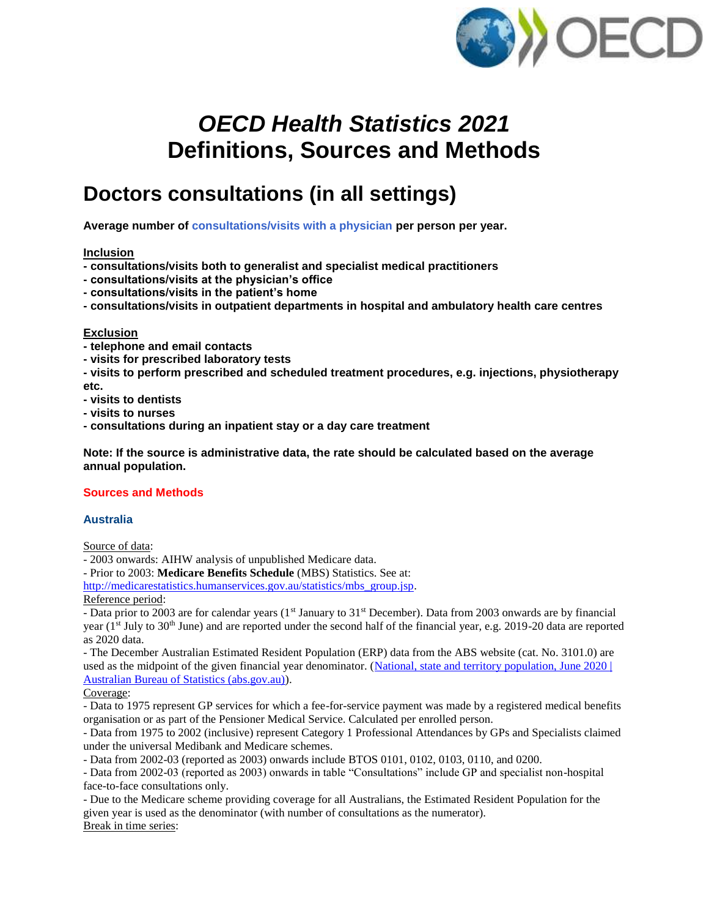# *OECD Health Statistics 2021*
# Definitions, Sources and Methods

## Doctors consultations (in all settings)

**Average number of consultations/visits with a physician per person per year.**

**Inclusion**

**- consultations/visits both to generalist and specialist medical practitioners**
**- consultations/visits at the physician's office**
**- consultations/visits in the patient's home**
**- consultations/visits in outpatient departments in hospital and ambulatory health care centres**

**Exclusion**

**- telephone and email contacts**
**- visits for prescribed laboratory tests**
**- visits to perform prescribed and scheduled treatment procedures, e.g. injections, physiotherapy etc.**
**- visits to dentists**
**- visits to nurses**
**- consultations during an inpatient stay or a day care treatment**

**Note: If the source is administrative data, the rate should be calculated based on the average annual population.**

### Sources and Methods

### Australia

Source of data:
- 2003 onwards: AIHW analysis of unpublished Medicare data.
- Prior to 2003: **Medicare Benefits Schedule** (MBS) Statistics. See at: http://medicarestatistics.humanservices.gov.au/statistics/mbs_group.jsp.

Reference period:
- Data prior to 2003 are for calendar years (1st January to 31st December). Data from 2003 onwards are by financial year (1st July to 30th June) and are reported under the second half of the financial year, e.g. 2019-20 data are reported as 2020 data.
- The December Australian Estimated Resident Population (ERP) data from the ABS website (cat. No. 3101.0) are used as the midpoint of the given financial year denominator. (National, state and territory population, June 2020 | Australian Bureau of Statistics (abs.gov.au)).

Coverage:
- Data to 1975 represent GP services for which a fee-for-service payment was made by a registered medical benefits organisation or as part of the Pensioner Medical Service. Calculated per enrolled person.
- Data from 1975 to 2002 (inclusive) represent Category 1 Professional Attendances by GPs and Specialists claimed under the universal Medibank and Medicare schemes.
- Data from 2002-03 (reported as 2003) onwards include BTOS 0101, 0102, 0103, 0110, and 0200.
- Data from 2002-03 (reported as 2003) onwards in table "Consultations" include GP and specialist non-hospital face-to-face consultations only.
- Due to the Medicare scheme providing coverage for all Australians, the Estimated Resident Population for the given year is used as the denominator (with number of consultations as the numerator).

Break in time series: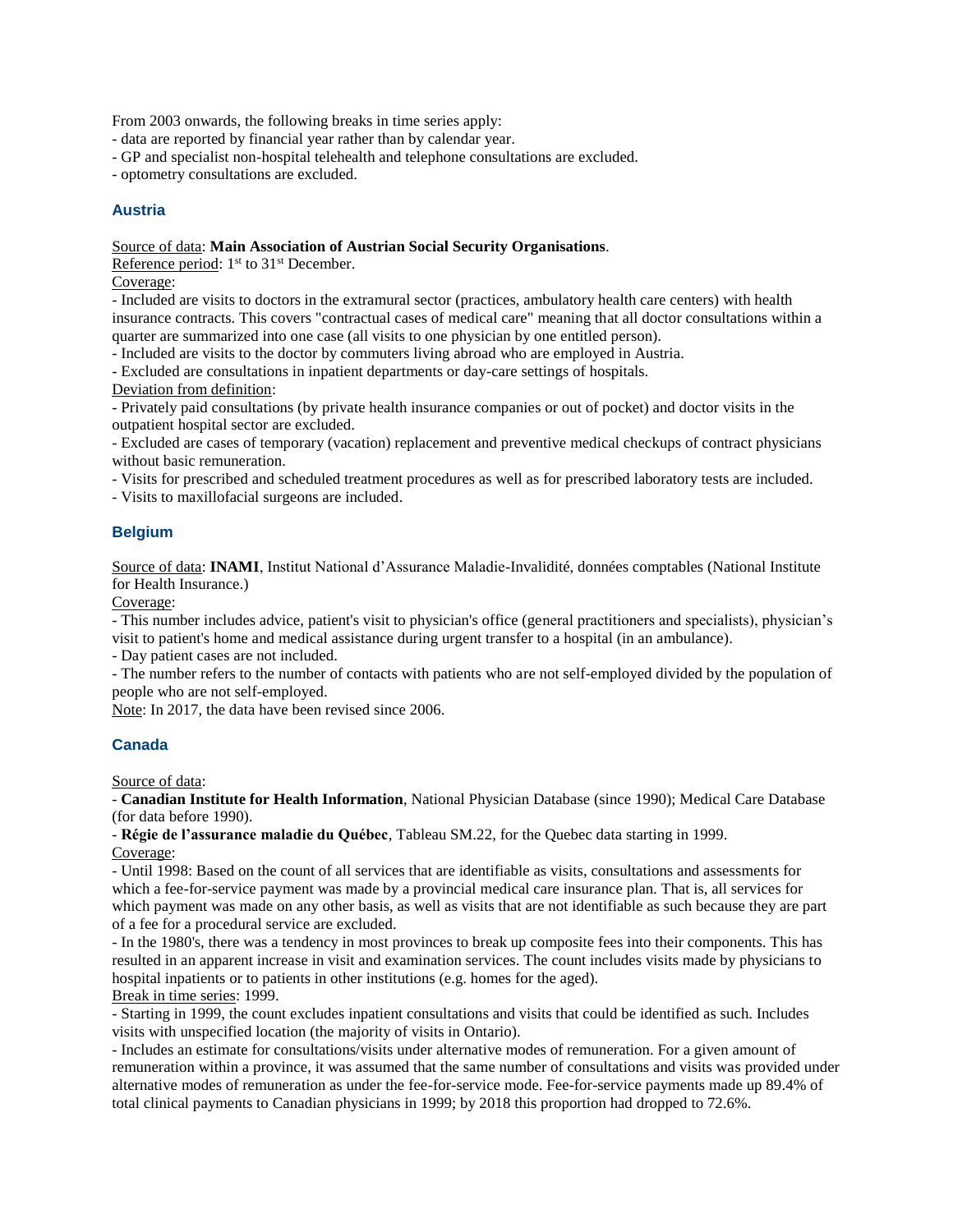From 2003 onwards, the following breaks in time series apply:
- data are reported by financial year rather than by calendar year.
- GP and specialist non-hospital telehealth and telephone consultations are excluded.
- optometry consultations are excluded.

### Austria

Source of data: **Main Association of Austrian Social Security Organisations**.
Reference period: 1st to 31st December.
Coverage:
- Included are visits to doctors in the extramural sector (practices, ambulatory health care centers) with health insurance contracts. This covers "contractual cases of medical care" meaning that all doctor consultations within a quarter are summarized into one case (all visits to one physician by one entitled person).
- Included are visits to the doctor by commuters living abroad who are employed in Austria.
- Excluded are consultations in inpatient departments or day-care settings of hospitals.

Deviation from definition:
- Privately paid consultations (by private health insurance companies or out of pocket) and doctor visits in the outpatient hospital sector are excluded.
- Excluded are cases of temporary (vacation) replacement and preventive medical checkups of contract physicians without basic remuneration.
- Visits for prescribed and scheduled treatment procedures as well as for prescribed laboratory tests are included.
- Visits to maxillofacial surgeons are included.

### Belgium

Source of data: **INAMI**, Institut National d'Assurance Maladie-Invalidité, données comptables (National Institute for Health Insurance.)
Coverage:
- This number includes advice, patient's visit to physician's office (general practitioners and specialists), physician's visit to patient's home and medical assistance during urgent transfer to a hospital (in an ambulance).
- Day patient cases are not included.
- The number refers to the number of contacts with patients who are not self-employed divided by the population of people who are not self-employed.

Note: In 2017, the data have been revised since 2006.

### Canada

Source of data:
- **Canadian Institute for Health Information**, National Physician Database (since 1990); Medical Care Database (for data before 1990).
- **Régie de l'assurance maladie du Québec**, Tableau SM.22, for the Quebec data starting in 1999.

Coverage:
- Until 1998: Based on the count of all services that are identifiable as visits, consultations and assessments for which a fee-for-service payment was made by a provincial medical care insurance plan. That is, all services for which payment was made on any other basis, as well as visits that are not identifiable as such because they are part of a fee for a procedural service are excluded.
- In the 1980's, there was a tendency in most provinces to break up composite fees into their components. This has resulted in an apparent increase in visit and examination services. The count includes visits made by physicians to hospital inpatients or to patients in other institutions (e.g. homes for the aged).

Break in time series: 1999.
- Starting in 1999, the count excludes inpatient consultations and visits that could be identified as such. Includes visits with unspecified location (the majority of visits in Ontario).
- Includes an estimate for consultations/visits under alternative modes of remuneration. For a given amount of remuneration within a province, it was assumed that the same number of consultations and visits was provided under alternative modes of remuneration as under the fee-for-service mode. Fee-for-service payments made up 89.4% of total clinical payments to Canadian physicians in 1999; by 2018 this proportion had dropped to 72.6%.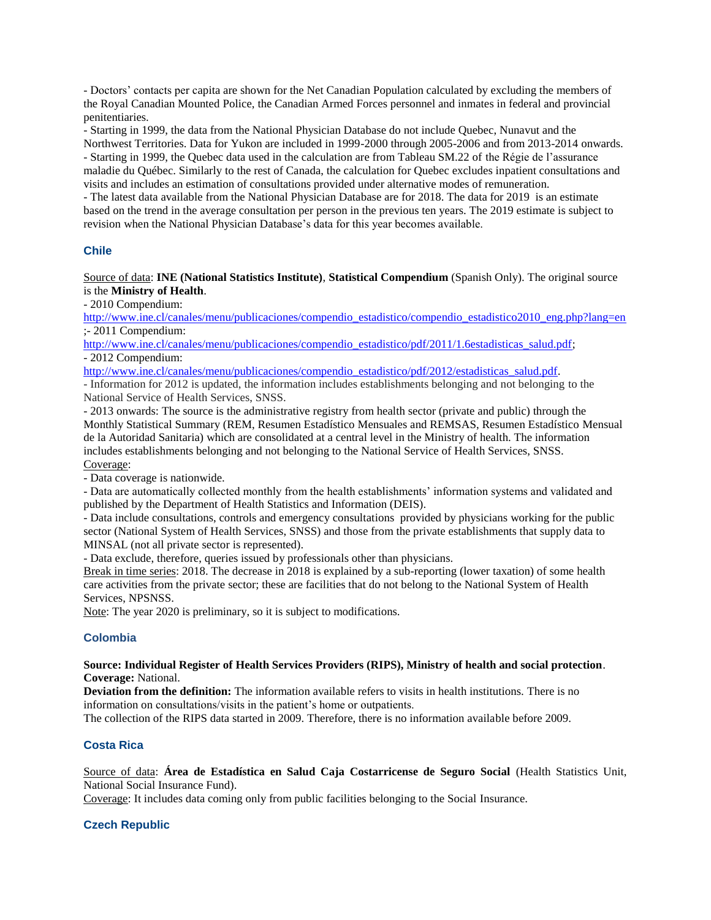- Doctors' contacts per capita are shown for the Net Canadian Population calculated by excluding the members of the Royal Canadian Mounted Police, the Canadian Armed Forces personnel and inmates in federal and provincial penitentiaries.
- Starting in 1999, the data from the National Physician Database do not include Quebec, Nunavut and the Northwest Territories. Data for Yukon are included in 1999-2000 through 2005-2006 and from 2013-2014 onwards.
- Starting in 1999, the Quebec data used in the calculation are from Tableau SM.22 of the Régie de l'assurance maladie du Québec. Similarly to the rest of Canada, the calculation for Quebec excludes inpatient consultations and visits and includes an estimation of consultations provided under alternative modes of remuneration.
- The latest data available from the National Physician Database are for 2018. The data for 2019 is an estimate based on the trend in the average consultation per person in the previous ten years. The 2019 estimate is subject to revision when the National Physician Database's data for this year becomes available.

### Chile

Source of data: **INE (National Statistics Institute)**, **Statistical Compendium** (Spanish Only). The original source is the **Ministry of Health**.
- 2010 Compendium:
http://www.ine.cl/canales/menu/publicaciones/compendio_estadistico/compendio_estadistico2010_eng.php?lang=en
;- 2011 Compendium:
http://www.ine.cl/canales/menu/publicaciones/compendio_estadistico/pdf/2011/1.6estadisticas_salud.pdf;
- 2012 Compendium:
http://www.ine.cl/canales/menu/publicaciones/compendio_estadistico/pdf/2012/estadisticas_salud.pdf.
- Information for 2012 is updated, the information includes establishments belonging and not belonging to the National Service of Health Services, SNSS.
- 2013 onwards: The source is the administrative registry from health sector (private and public) through the Monthly Statistical Summary (REM, Resumen Estadístico Mensuales and REMSAS, Resumen Estadístico Mensual de la Autoridad Sanitaria) which are consolidated at a central level in the Ministry of health. The information includes establishments belonging and not belonging to the National Service of Health Services, SNSS.
Coverage:
- Data coverage is nationwide.
- Data are automatically collected monthly from the health establishments' information systems and validated and published by the Department of Health Statistics and Information (DEIS).
- Data include consultations, controls and emergency consultations provided by physicians working for the public sector (National System of Health Services, SNSS) and those from the private establishments that supply data to MINSAL (not all private sector is represented).
- Data exclude, therefore, queries issued by professionals other than physicians.
Break in time series: 2018. The decrease in 2018 is explained by a sub-reporting (lower taxation) of some health care activities from the private sector; these are facilities that do not belong to the National System of Health Services, NPSNSS.
Note: The year 2020 is preliminary, so it is subject to modifications.

### Colombia

**Source: Individual Register of Health Services Providers (RIPS), Ministry of health and social protection**.
**Coverage:** National.
**Deviation from the definition:** The information available refers to visits in health institutions. There is no information on consultations/visits in the patient's home or outpatients.
The collection of the RIPS data started in 2009. Therefore, there is no information available before 2009.

### Costa Rica

Source of data: **Área de Estadística en Salud Caja Costarricense de Seguro Social** (Health Statistics Unit, National Social Insurance Fund).
Coverage: It includes data coming only from public facilities belonging to the Social Insurance.

### Czech Republic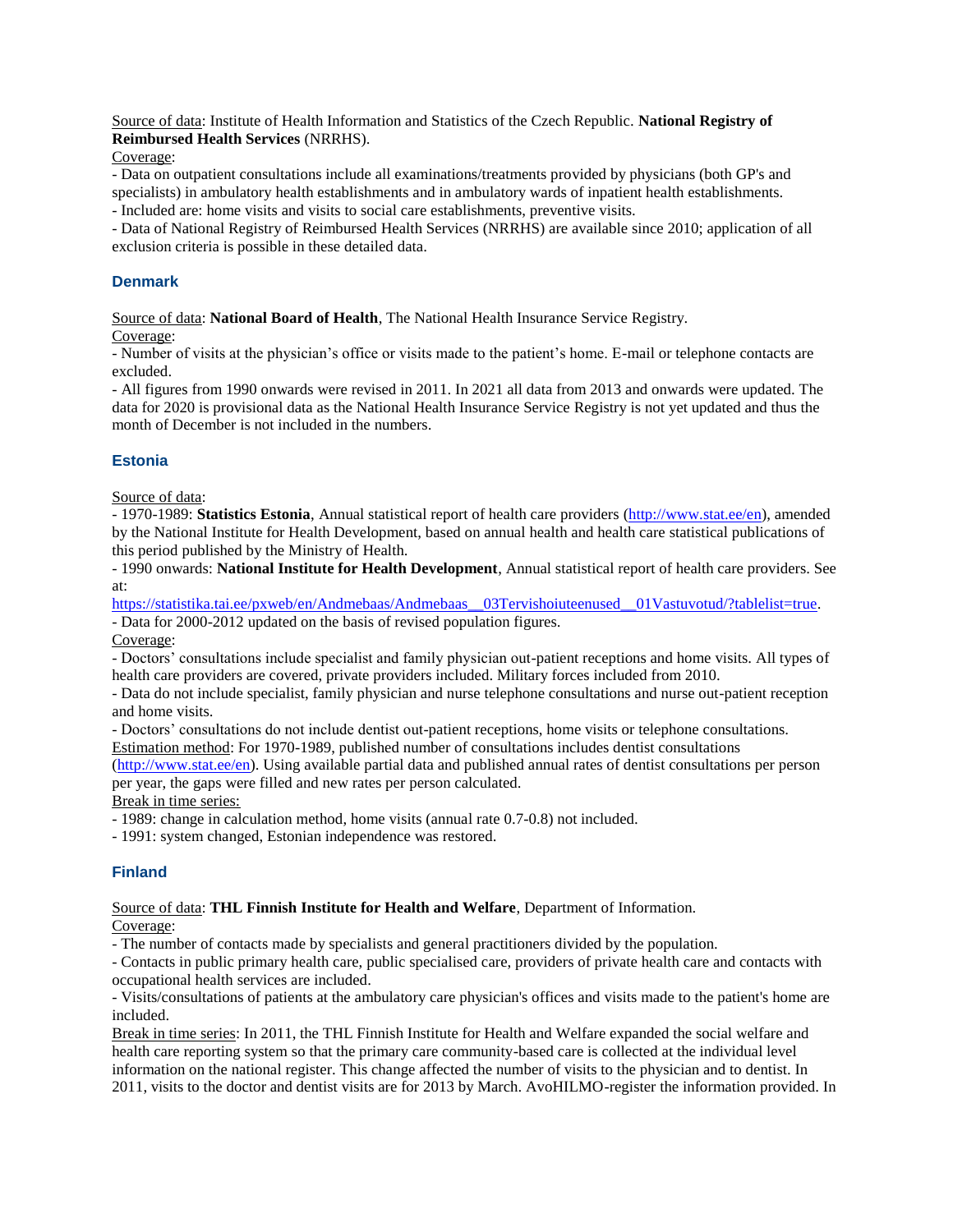Source of data: Institute of Health Information and Statistics of the Czech Republic. **National Registry of Reimbursed Health Services** (NRRHS).

Coverage:

- Data on outpatient consultations include all examinations/treatments provided by physicians (both GP's and specialists) in ambulatory health establishments and in ambulatory wards of inpatient health establishments.
- Included are: home visits and visits to social care establishments, preventive visits.
- Data of National Registry of Reimbursed Health Services (NRRHS) are available since 2010; application of all exclusion criteria is possible in these detailed data.

### Denmark

Source of data: **National Board of Health**, The National Health Insurance Service Registry.

Coverage:

- Number of visits at the physician's office or visits made to the patient's home. E-mail or telephone contacts are excluded.
- All figures from 1990 onwards were revised in 2011. In 2021 all data from 2013 and onwards were updated. The data for 2020 is provisional data as the National Health Insurance Service Registry is not yet updated and thus the month of December is not included in the numbers.

### Estonia

Source of data:

- 1970-1989: **Statistics Estonia**, Annual statistical report of health care providers (http://www.stat.ee/en), amended by the National Institute for Health Development, based on annual health and health care statistical publications of this period published by the Ministry of Health.
- 1990 onwards: **National Institute for Health Development**, Annual statistical report of health care providers. See at: https://statistika.tai.ee/pxweb/en/Andmebaas/Andmebaas__03Tervishoiuteenused__01Vastuvotud/?tablelist=true.
- Data for 2000-2012 updated on the basis of revised population figures.

Coverage:

- Doctors' consultations include specialist and family physician out-patient receptions and home visits. All types of health care providers are covered, private providers included. Military forces included from 2010.
- Data do not include specialist, family physician and nurse telephone consultations and nurse out-patient reception and home visits.
- Doctors' consultations do not include dentist out-patient receptions, home visits or telephone consultations.

Estimation method: For 1970-1989, published number of consultations includes dentist consultations (http://www.stat.ee/en). Using available partial data and published annual rates of dentist consultations per person per year, the gaps were filled and new rates per person calculated.

Break in time series:

- 1989: change in calculation method, home visits (annual rate 0.7-0.8) not included.
- 1991: system changed, Estonian independence was restored.

### Finland

Source of data: **THL Finnish Institute for Health and Welfare**, Department of Information.

Coverage:

- The number of contacts made by specialists and general practitioners divided by the population.
- Contacts in public primary health care, public specialised care, providers of private health care and contacts with occupational health services are included.
- Visits/consultations of patients at the ambulatory care physician's offices and visits made to the patient's home are included.

Break in time series: In 2011, the THL Finnish Institute for Health and Welfare expanded the social welfare and health care reporting system so that the primary care community-based care is collected at the individual level information on the national register. This change affected the number of visits to the physician and to dentist. In 2011, visits to the doctor and dentist visits are for 2013 by March. AvoHILMO-register the information provided. In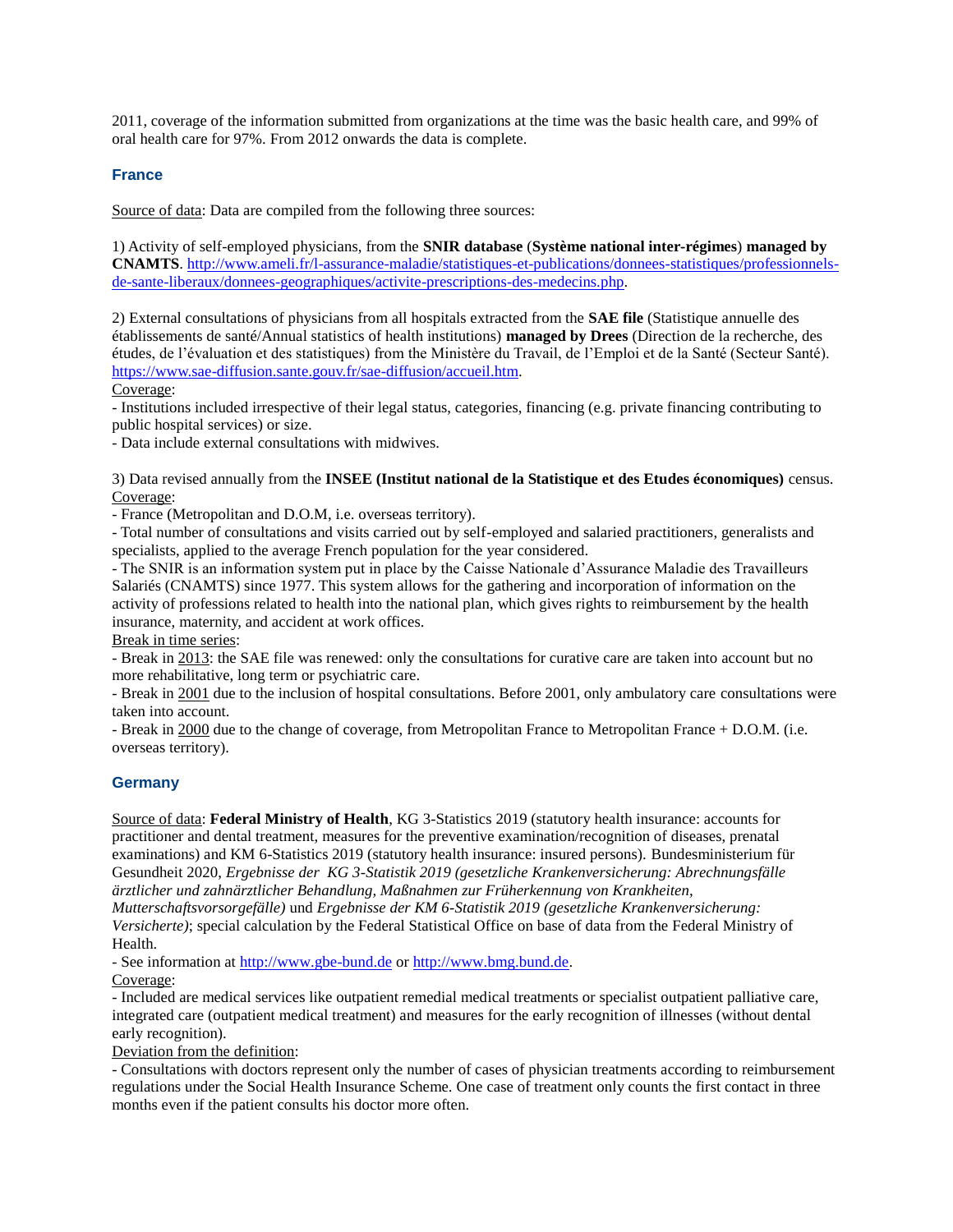2011, coverage of the information submitted from organizations at the time was the basic health care, and 99% of oral health care for 97%. From 2012 onwards the data is complete.

### France

Source of data: Data are compiled from the following three sources:

1) Activity of self-employed physicians, from the **SNIR database** (**Système national inter-régimes**) **managed by CNAMTS**. http://www.ameli.fr/l-assurance-maladie/statistiques-et-publications/donnees-statistiques/professionnels-de-sante-liberaux/donnees-geographiques/activite-prescriptions-des-medecins.php.

2) External consultations of physicians from all hospitals extracted from the **SAE file** (Statistique annuelle des établissements de santé/Annual statistics of health institutions) **managed by Drees** (Direction de la recherche, des études, de l'évaluation et des statistiques) from the Ministère du Travail, de l'Emploi et de la Santé (Secteur Santé). https://www.sae-diffusion.sante.gouv.fr/sae-diffusion/accueil.htm.

Coverage:

- Institutions included irrespective of their legal status, categories, financing (e.g. private financing contributing to public hospital services) or size.
- Data include external consultations with midwives.

3) Data revised annually from the **INSEE (Institut national de la Statistique et des Etudes économiques)** census.

Coverage:

- France (Metropolitan and D.O.M, i.e. overseas territory).
- Total number of consultations and visits carried out by self-employed and salaried practitioners, generalists and specialists, applied to the average French population for the year considered.
- The SNIR is an information system put in place by the Caisse Nationale d'Assurance Maladie des Travailleurs Salariés (CNAMTS) since 1977. This system allows for the gathering and incorporation of information on the activity of professions related to health into the national plan, which gives rights to reimbursement by the health insurance, maternity, and accident at work offices.

Break in time series:

- Break in 2013: the SAE file was renewed: only the consultations for curative care are taken into account but no more rehabilitative, long term or psychiatric care.
- Break in 2001 due to the inclusion of hospital consultations. Before 2001, only ambulatory care consultations were taken into account.
- Break in 2000 due to the change of coverage, from Metropolitan France to Metropolitan France + D.O.M. (i.e. overseas territory).

### Germany

Source of data: **Federal Ministry of Health**, KG 3-Statistics 2019 (statutory health insurance: accounts for practitioner and dental treatment, measures for the preventive examination/recognition of diseases, prenatal examinations) and KM 6-Statistics 2019 (statutory health insurance: insured persons). Bundesministerium für Gesundheit 2020, *Ergebnisse der KG 3-Statistik 2019 (gesetzliche Krankenversicherung: Abrechnungsfälle ärztlicher und zahnärztlicher Behandlung, Maßnahmen zur Früherkennung von Krankheiten, Mutterschaftsvorsorgefälle)* und *Ergebnisse der KM 6-Statistik 2019 (gesetzliche Krankenversicherung: Versicherte)*; special calculation by the Federal Statistical Office on base of data from the Federal Ministry of Health.

- See information at http://www.gbe-bund.de or http://www.bmg.bund.de.

Coverage:

- Included are medical services like outpatient remedial medical treatments or specialist outpatient palliative care, integrated care (outpatient medical treatment) and measures for the early recognition of illnesses (without dental early recognition).

Deviation from the definition:

- Consultations with doctors represent only the number of cases of physician treatments according to reimbursement regulations under the Social Health Insurance Scheme. One case of treatment only counts the first contact in three months even if the patient consults his doctor more often.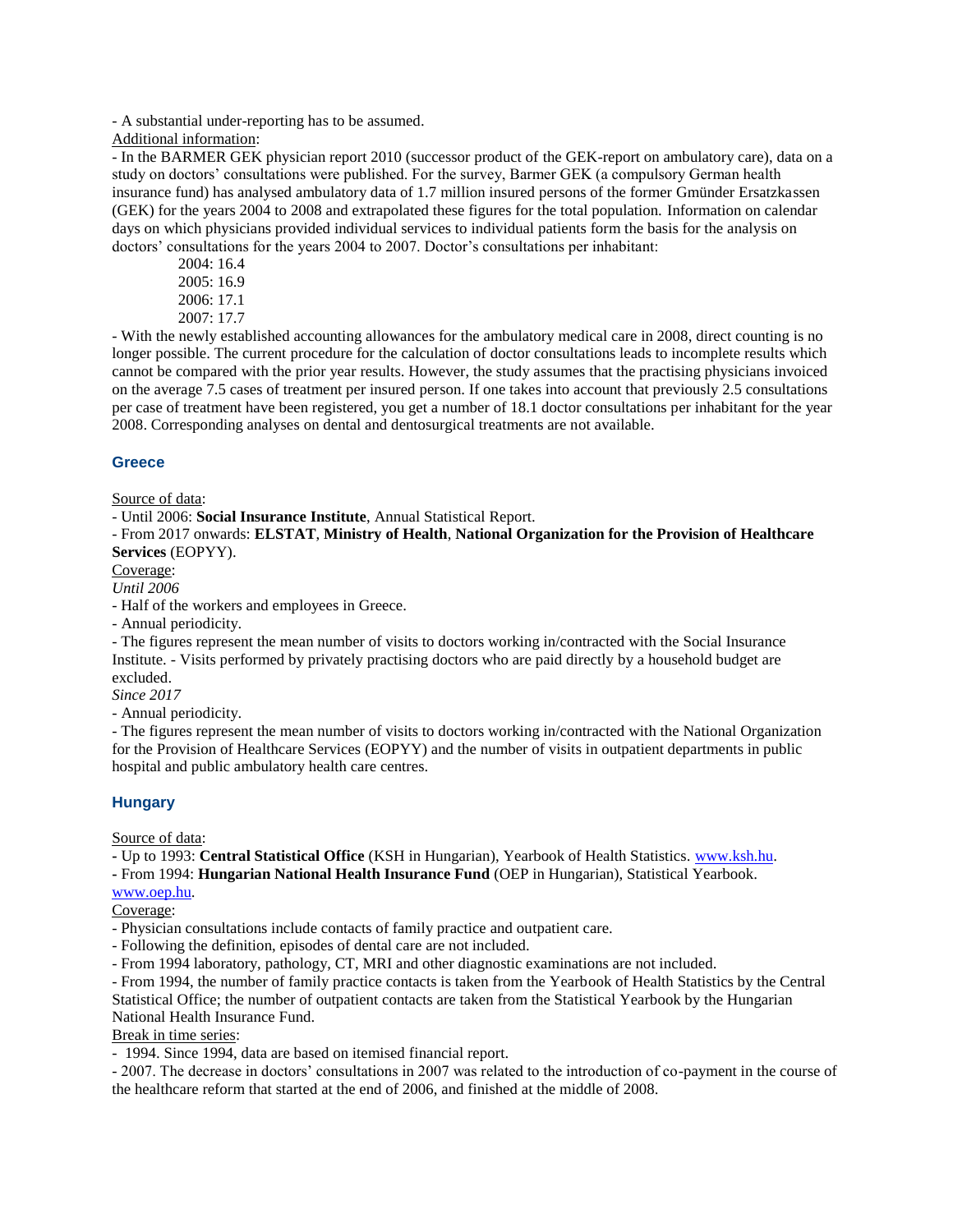- A substantial under-reporting has to be assumed.

Additional information:

- In the BARMER GEK physician report 2010 (successor product of the GEK-report on ambulatory care), data on a study on doctors' consultations were published. For the survey, Barmer GEK (a compulsory German health insurance fund) has analysed ambulatory data of 1.7 million insured persons of the former Gmünder Ersatzkassen (GEK) for the years 2004 to 2008 and extrapolated these figures for the total population. Information on calendar days on which physicians provided individual services to individual patients form the basis for the analysis on doctors' consultations for the years 2004 to 2007. Doctor's consultations per inhabitant:

    2004: 16.4
    2005: 16.9
    2006: 17.1
    2007: 17.7

- With the newly established accounting allowances for the ambulatory medical care in 2008, direct counting is no longer possible. The current procedure for the calculation of doctor consultations leads to incomplete results which cannot be compared with the prior year results. However, the study assumes that the practising physicians invoiced on the average 7.5 cases of treatment per insured person. If one takes into account that previously 2.5 consultations per case of treatment have been registered, you get a number of 18.1 doctor consultations per inhabitant for the year 2008. Corresponding analyses on dental and dentosurgical treatments are not available.

### Greece

Source of data:

- Until 2006: **Social Insurance Institute**, Annual Statistical Report.
- From 2017 onwards: **ELSTAT**, **Ministry of Health**, **National Organization for the Provision of Healthcare Services** (EOPYY).

Coverage:

*Until 2006*

- Half of the workers and employees in Greece.
- Annual periodicity.
- The figures represent the mean number of visits to doctors working in/contracted with the Social Insurance Institute. - Visits performed by privately practising doctors who are paid directly by a household budget are excluded.

*Since 2017*

- Annual periodicity.
- The figures represent the mean number of visits to doctors working in/contracted with the National Organization for the Provision of Healthcare Services (EOPYY) and the number of visits in outpatient departments in public hospital and public ambulatory health care centres.

### Hungary

Source of data:

- Up to 1993: **Central Statistical Office** (KSH in Hungarian), Yearbook of Health Statistics. www.ksh.hu.
- From 1994: **Hungarian National Health Insurance Fund** (OEP in Hungarian), Statistical Yearbook. www.oep.hu.

Coverage:

- Physician consultations include contacts of family practice and outpatient care.
- Following the definition, episodes of dental care are not included.
- From 1994 laboratory, pathology, CT, MRI and other diagnostic examinations are not included.
- From 1994, the number of family practice contacts is taken from the Yearbook of Health Statistics by the Central Statistical Office; the number of outpatient contacts are taken from the Statistical Yearbook by the Hungarian National Health Insurance Fund.

Break in time series:

- 1994. Since 1994, data are based on itemised financial report.
- 2007. The decrease in doctors' consultations in 2007 was related to the introduction of co-payment in the course of the healthcare reform that started at the end of 2006, and finished at the middle of 2008.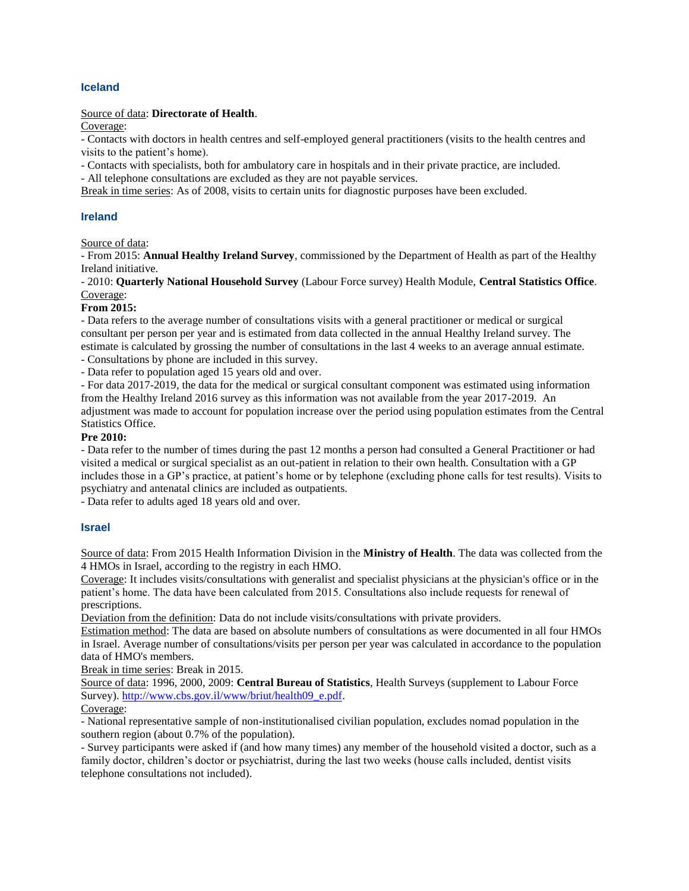### Iceland

Source of data: **Directorate of Health**.

Coverage:

- Contacts with doctors in health centres and self-employed general practitioners (visits to the health centres and visits to the patient's home).
- Contacts with specialists, both for ambulatory care in hospitals and in their private practice, are included.
- All telephone consultations are excluded as they are not payable services.

Break in time series: As of 2008, visits to certain units for diagnostic purposes have been excluded.

### Ireland

Source of data:

- From 2015: **Annual Healthy Ireland Survey**, commissioned by the Department of Health as part of the Healthy Ireland initiative.
- 2010: **Quarterly National Household Survey** (Labour Force survey) Health Module, **Central Statistics Office**.

Coverage:

**From 2015:**

- Data refers to the average number of consultations visits with a general practitioner or medical or surgical consultant per person per year and is estimated from data collected in the annual Healthy Ireland survey. The estimate is calculated by grossing the number of consultations in the last 4 weeks to an average annual estimate.
- Consultations by phone are included in this survey.
- Data refer to population aged 15 years old and over.
- For data 2017-2019, the data for the medical or surgical consultant component was estimated using information from the Healthy Ireland 2016 survey as this information was not available from the year 2017-2019. An adjustment was made to account for population increase over the period using population estimates from the Central Statistics Office.

**Pre 2010:**

- Data refer to the number of times during the past 12 months a person had consulted a General Practitioner or had visited a medical or surgical specialist as an out-patient in relation to their own health. Consultation with a GP includes those in a GP's practice, at patient's home or by telephone (excluding phone calls for test results). Visits to psychiatry and antenatal clinics are included as outpatients.
- Data refer to adults aged 18 years old and over.

### Israel

Source of data: From 2015 Health Information Division in the **Ministry of Health**. The data was collected from the 4 HMOs in Israel, according to the registry in each HMO.

Coverage: It includes visits/consultations with generalist and specialist physicians at the physician's office or in the patient's home. The data have been calculated from 2015. Consultations also include requests for renewal of prescriptions.

Deviation from the definition: Data do not include visits/consultations with private providers.

Estimation method: The data are based on absolute numbers of consultations as were documented in all four HMOs in Israel. Average number of consultations/visits per person per year was calculated in accordance to the population data of HMO's members.

Break in time series: Break in 2015.

Source of data: 1996, 2000, 2009: **Central Bureau of Statistics**, Health Surveys (supplement to Labour Force Survey). [http://www.cbs.gov.il/www/briut/health09_e.pdf](http://www.cbs.gov.il/www/briut/health09_e.pdf).

Coverage:

- National representative sample of non-institutionalised civilian population, excludes nomad population in the southern region (about 0.7% of the population).
- Survey participants were asked if (and how many times) any member of the household visited a doctor, such as a family doctor, children's doctor or psychiatrist, during the last two weeks (house calls included, dentist visits telephone consultations not included).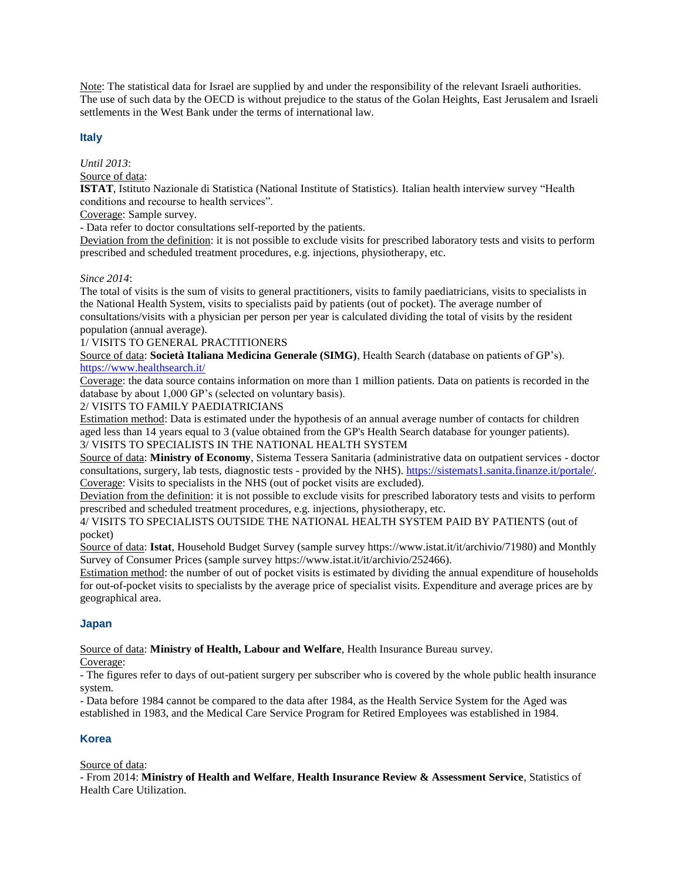Note: The statistical data for Israel are supplied by and under the responsibility of the relevant Israeli authorities. The use of such data by the OECD is without prejudice to the status of the Golan Heights, East Jerusalem and Israeli settlements in the West Bank under the terms of international law.

### Italy

*Until 2013*:

Source of data:

**ISTAT**, Istituto Nazionale di Statistica (National Institute of Statistics). Italian health interview survey "Health conditions and recourse to health services".

Coverage: Sample survey.

- Data refer to doctor consultations self-reported by the patients.

Deviation from the definition: it is not possible to exclude visits for prescribed laboratory tests and visits to perform prescribed and scheduled treatment procedures, e.g. injections, physiotherapy, etc.

*Since 2014*:

The total of visits is the sum of visits to general practitioners, visits to family paediatricians, visits to specialists in the National Health System, visits to specialists paid by patients (out of pocket). The average number of consultations/visits with a physician per person per year is calculated dividing the total of visits by the resident population (annual average).

1/ VISITS TO GENERAL PRACTITIONERS

Source of data: **Società Italiana Medicina Generale (SIMG)**, Health Search (database on patients of GP's). https://www.healthsearch.it/

Coverage: the data source contains information on more than 1 million patients. Data on patients is recorded in the database by about 1,000 GP's (selected on voluntary basis).

2/ VISITS TO FAMILY PAEDIATRICIANS

Estimation method: Data is estimated under the hypothesis of an annual average number of contacts for children aged less than 14 years equal to 3 (value obtained from the GP's Health Search database for younger patients).

3/ VISITS TO SPECIALISTS IN THE NATIONAL HEALTH SYSTEM

Source of data: **Ministry of Economy**, Sistema Tessera Sanitaria (administrative data on outpatient services - doctor consultations, surgery, lab tests, diagnostic tests - provided by the NHS). https://sistemats1.sanita.finanze.it/portale/.

Coverage: Visits to specialists in the NHS (out of pocket visits are excluded).

Deviation from the definition: it is not possible to exclude visits for prescribed laboratory tests and visits to perform prescribed and scheduled treatment procedures, e.g. injections, physiotherapy, etc.

4/ VISITS TO SPECIALISTS OUTSIDE THE NATIONAL HEALTH SYSTEM PAID BY PATIENTS (out of pocket)

Source of data: **Istat**, Household Budget Survey (sample survey https://www.istat.it/it/archivio/71980) and Monthly Survey of Consumer Prices (sample survey https://www.istat.it/it/archivio/252466).

Estimation method: the number of out of pocket visits is estimated by dividing the annual expenditure of households for out-of-pocket visits to specialists by the average price of specialist visits. Expenditure and average prices are by geographical area.

### Japan

Source of data: **Ministry of Health, Labour and Welfare**, Health Insurance Bureau survey.

Coverage:

- The figures refer to days of out-patient surgery per subscriber who is covered by the whole public health insurance system.
- Data before 1984 cannot be compared to the data after 1984, as the Health Service System for the Aged was established in 1983, and the Medical Care Service Program for Retired Employees was established in 1984.

### Korea

Source of data:

- From 2014: **Ministry of Health and Welfare**, **Health Insurance Review & Assessment Service**, Statistics of Health Care Utilization.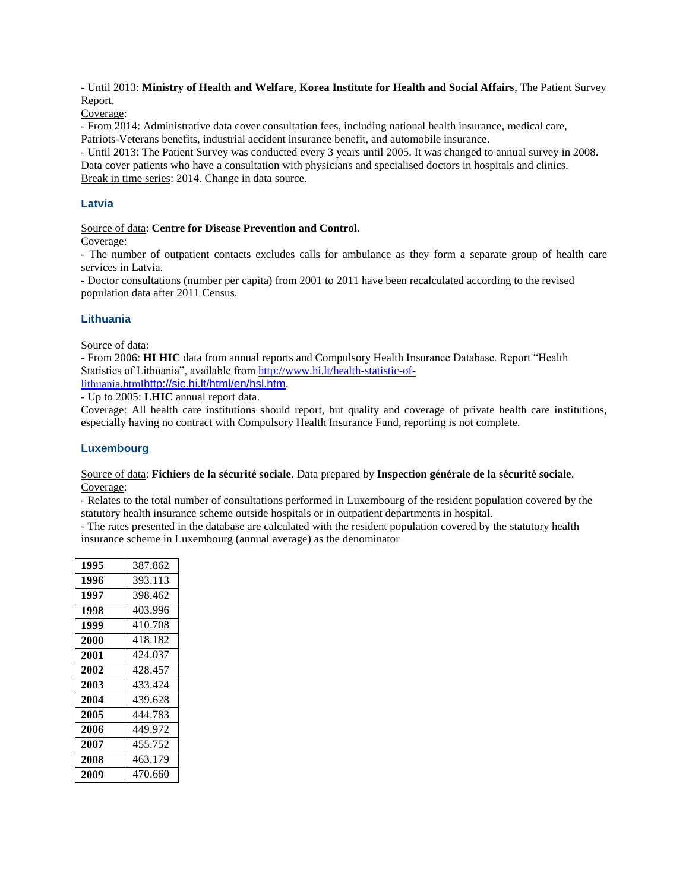- Until 2013: **Ministry of Health and Welfare**, **Korea Institute for Health and Social Affairs**, The Patient Survey Report.

Coverage:

- From 2014: Administrative data cover consultation fees, including national health insurance, medical care, Patriots-Veterans benefits, industrial accident insurance benefit, and automobile insurance.
- Until 2013: The Patient Survey was conducted every 3 years until 2005. It was changed to annual survey in 2008. Data cover patients who have a consultation with physicians and specialised doctors in hospitals and clinics.

Break in time series: 2014. Change in data source.

### Latvia

Source of data: **Centre for Disease Prevention and Control**.

Coverage:

- The number of outpatient contacts excludes calls for ambulance as they form a separate group of health care services in Latvia.
- Doctor consultations (number per capita) from 2001 to 2011 have been recalculated according to the revised population data after 2011 Census.

### Lithuania

Source of data:

- From 2006: **HI HIC** data from annual reports and Compulsory Health Insurance Database. Report "Health Statistics of Lithuania", available from http://www.hi.lt/health-statistic-of-lithuania.htmlhttp://sic.hi.lt/html/en/hsl.htm.
- Up to 2005: **LHIC** annual report data.

Coverage: All health care institutions should report, but quality and coverage of private health care institutions, especially having no contract with Compulsory Health Insurance Fund, reporting is not complete.

### Luxembourg

Source of data: **Fichiers de la sécurité sociale**. Data prepared by **Inspection générale de la sécurité sociale**.

Coverage:

- Relates to the total number of consultations performed in Luxembourg of the resident population covered by the statutory health insurance scheme outside hospitals or in outpatient departments in hospital.
- The rates presented in the database are calculated with the resident population covered by the statutory health insurance scheme in Luxembourg (annual average) as the denominator

| | |
|---|---|
| **1995** | 387.862 |
| **1996** | 393.113 |
| **1997** | 398.462 |
| **1998** | 403.996 |
| **1999** | 410.708 |
| **2000** | 418.182 |
| **2001** | 424.037 |
| **2002** | 428.457 |
| **2003** | 433.424 |
| **2004** | 439.628 |
| **2005** | 444.783 |
| **2006** | 449.972 |
| **2007** | 455.752 |
| **2008** | 463.179 |
| **2009** | 470.660 |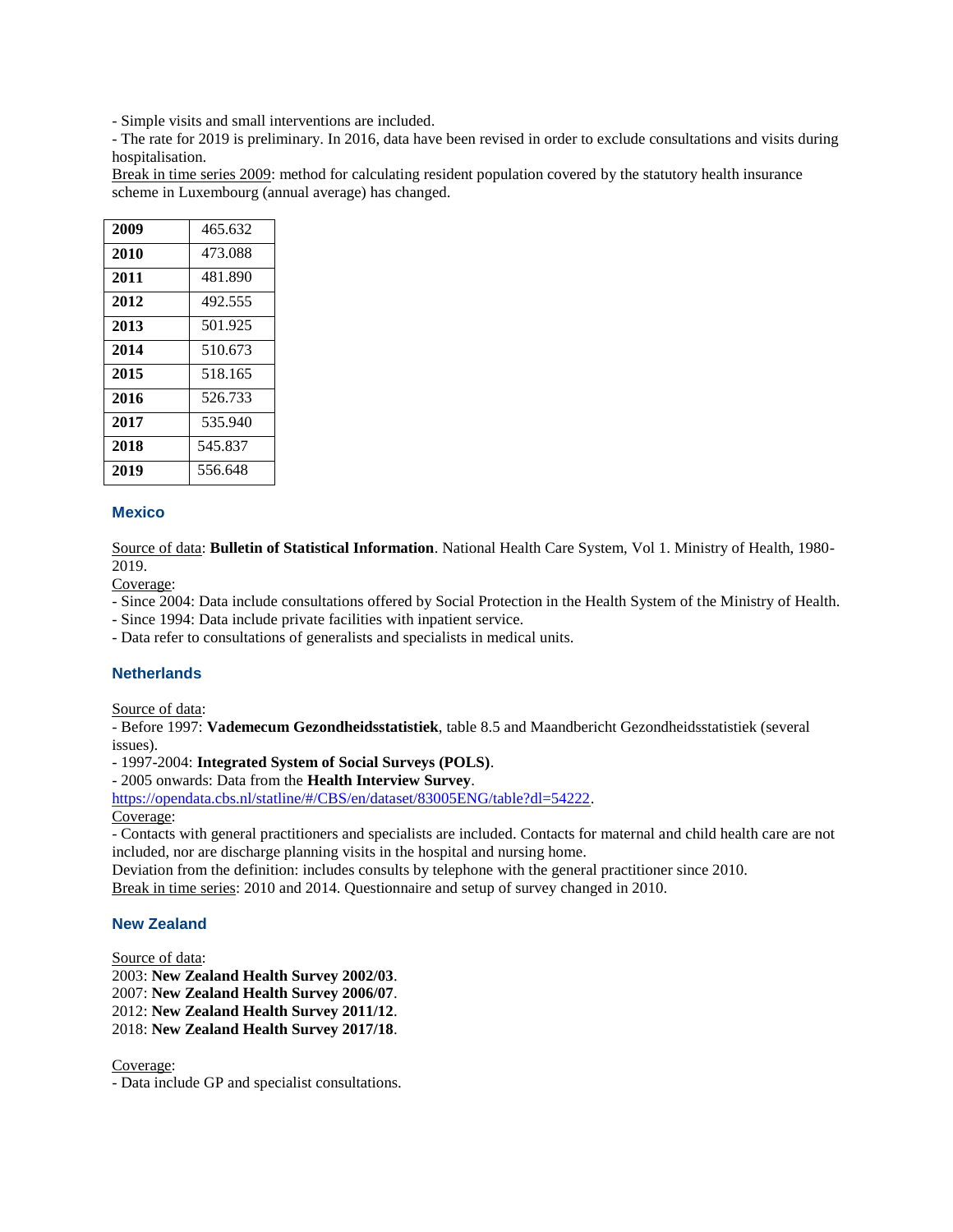- Simple visits and small interventions are included.
- The rate for 2019 is preliminary. In 2016, data have been revised in order to exclude consultations and visits during hospitalisation.

Break in time series 2009: method for calculating resident population covered by the statutory health insurance scheme in Luxembourg (annual average) has changed.

| | |
|---|---|
| **2009** | 465.632 |
| **2010** | 473.088 |
| **2011** | 481.890 |
| **2012** | 492.555 |
| **2013** | 501.925 |
| **2014** | 510.673 |
| **2015** | 518.165 |
| **2016** | 526.733 |
| **2017** | 535.940 |
| **2018** | 545.837 |
| **2019** | 556.648 |

## Mexico

Source of data: **Bulletin of Statistical Information**. National Health Care System, Vol 1. Ministry of Health, 1980-2019.

Coverage:
- Since 2004: Data include consultations offered by Social Protection in the Health System of the Ministry of Health.
- Since 1994: Data include private facilities with inpatient service.
- Data refer to consultations of generalists and specialists in medical units.

## Netherlands

Source of data:
- Before 1997: **Vademecum Gezondheidsstatistiek**, table 8.5 and Maandbericht Gezondheidsstatistiek (several issues).
- 1997-2004: **Integrated System of Social Surveys (POLS)**.
- 2005 onwards: Data from the **Health Interview Survey**.

https://opendata.cbs.nl/statline/#/CBS/en/dataset/83005ENG/table?dl=54222.

Coverage:
- Contacts with general practitioners and specialists are included. Contacts for maternal and child health care are not included, nor are discharge planning visits in the hospital and nursing home.

Deviation from the definition: includes consults by telephone with the general practitioner since 2010.

Break in time series: 2010 and 2014. Questionnaire and setup of survey changed in 2010.

## New Zealand

Source of data:
2003: **New Zealand Health Survey 2002/03**.
2007: **New Zealand Health Survey 2006/07**.
2012: **New Zealand Health Survey 2011/12**.
2018: **New Zealand Health Survey 2017/18**.

Coverage:
- Data include GP and specialist consultations.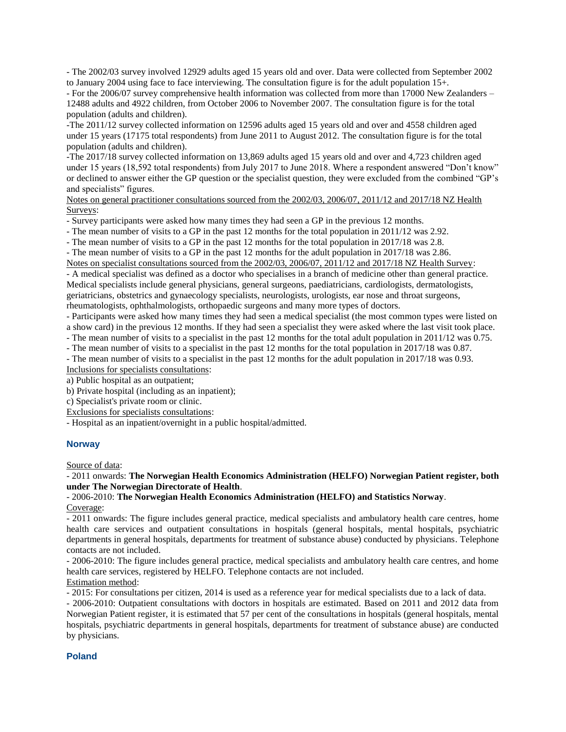- The 2002/03 survey involved 12929 adults aged 15 years old and over. Data were collected from September 2002 to January 2004 using face to face interviewing. The consultation figure is for the adult population 15+.

- For the 2006/07 survey comprehensive health information was collected from more than 17000 New Zealanders – 12488 adults and 4922 children, from October 2006 to November 2007. The consultation figure is for the total population (adults and children).

-The 2011/12 survey collected information on 12596 adults aged 15 years old and over and 4558 children aged under 15 years (17175 total respondents) from June 2011 to August 2012. The consultation figure is for the total population (adults and children).

-The 2017/18 survey collected information on 13,869 adults aged 15 years old and over and 4,723 children aged under 15 years (18,592 total respondents) from July 2017 to June 2018. Where a respondent answered "Don't know" or declined to answer either the GP question or the specialist question, they were excluded from the combined "GP's and specialists" figures.

Notes on general practitioner consultations sourced from the 2002/03, 2006/07, 2011/12 and 2017/18 NZ Health Surveys:

- Survey participants were asked how many times they had seen a GP in the previous 12 months.
- The mean number of visits to a GP in the past 12 months for the total population in 2011/12 was 2.92.
- The mean number of visits to a GP in the past 12 months for the total population in 2017/18 was 2.8.
- The mean number of visits to a GP in the past 12 months for the adult population in 2017/18 was 2.86.

Notes on specialist consultations sourced from the 2002/03, 2006/07, 2011/12 and 2017/18 NZ Health Survey:

- A medical specialist was defined as a doctor who specialises in a branch of medicine other than general practice. Medical specialists include general physicians, general surgeons, paediatricians, cardiologists, dermatologists, geriatricians, obstetrics and gynaecology specialists, neurologists, urologists, ear nose and throat surgeons, rheumatologists, ophthalmologists, orthopaedic surgeons and many more types of doctors.
- Participants were asked how many times they had seen a medical specialist (the most common types were listed on a show card) in the previous 12 months. If they had seen a specialist they were asked where the last visit took place.
- The mean number of visits to a specialist in the past 12 months for the total adult population in 2011/12 was 0.75.
- The mean number of visits to a specialist in the past 12 months for the total population in 2017/18 was 0.87.
- The mean number of visits to a specialist in the past 12 months for the adult population in 2017/18 was 0.93.

Inclusions for specialists consultations:

a) Public hospital as an outpatient;
b) Private hospital (including as an inpatient);
c) Specialist's private room or clinic.

Exclusions for specialists consultations:

- Hospital as an inpatient/overnight in a public hospital/admitted.

## Norway

Source of data:

- 2011 onwards: **The Norwegian Health Economics Administration (HELFO) Norwegian Patient register, both under The Norwegian Directorate of Health**.
- 2006-2010: **The Norwegian Health Economics Administration (HELFO) and Statistics Norway**.

Coverage:

- 2011 onwards: The figure includes general practice, medical specialists and ambulatory health care centres, home health care services and outpatient consultations in hospitals (general hospitals, mental hospitals, psychiatric departments in general hospitals, departments for treatment of substance abuse) conducted by physicians. Telephone contacts are not included.
- 2006-2010: The figure includes general practice, medical specialists and ambulatory health care centres, and home health care services, registered by HELFO. Telephone contacts are not included.

Estimation method:

- 2015: For consultations per citizen, 2014 is used as a reference year for medical specialists due to a lack of data.
- 2006-2010: Outpatient consultations with doctors in hospitals are estimated. Based on 2011 and 2012 data from Norwegian Patient register, it is estimated that 57 per cent of the consultations in hospitals (general hospitals, mental hospitals, psychiatric departments in general hospitals, departments for treatment of substance abuse) are conducted by physicians.

## Poland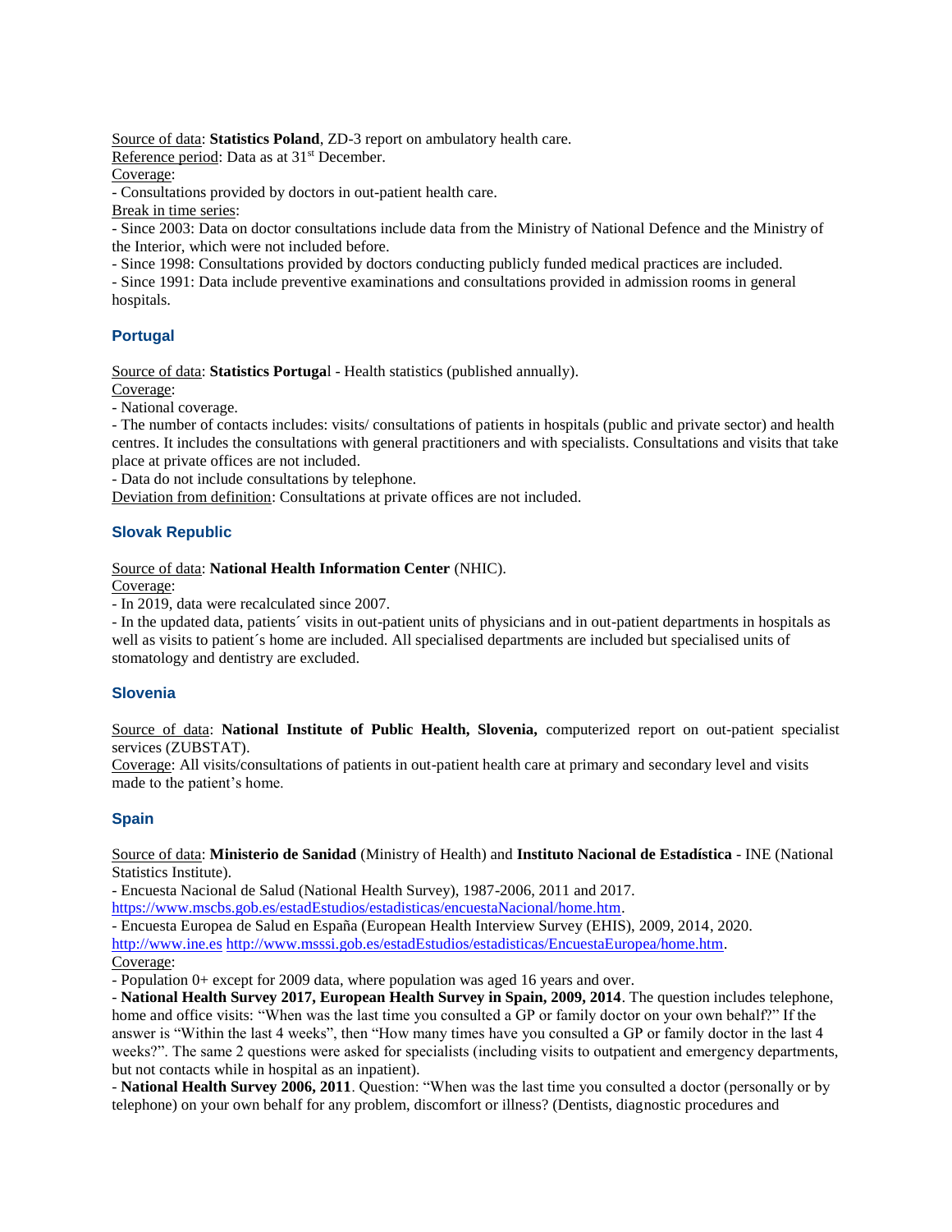Source of data: **Statistics Poland**, ZD-3 report on ambulatory health care.

Reference period: Data as at 31st December.

Coverage:

- Consultations provided by doctors in out-patient health care.

Break in time series:

- Since 2003: Data on doctor consultations include data from the Ministry of National Defence and the Ministry of the Interior, which were not included before.
- Since 1998: Consultations provided by doctors conducting publicly funded medical practices are included.
- Since 1991: Data include preventive examinations and consultations provided in admission rooms in general hospitals.

### Portugal

Source of data: **Statistics Portuga**l - Health statistics (published annually).

Coverage:

- National coverage.
- The number of contacts includes: visits/ consultations of patients in hospitals (public and private sector) and health centres. It includes the consultations with general practitioners and with specialists. Consultations and visits that take place at private offices are not included.
- Data do not include consultations by telephone.

Deviation from definition: Consultations at private offices are not included.

### Slovak Republic

Source of data: **National Health Information Center** (NHIC).

Coverage:

- In 2019, data were recalculated since 2007.
- In the updated data, patients´ visits in out-patient units of physicians and in out-patient departments in hospitals as well as visits to patient´s home are included. All specialised departments are included but specialised units of stomatology and dentistry are excluded.

### Slovenia

Source of data: **National Institute of Public Health, Slovenia,** computerized report on out-patient specialist services (ZUBSTAT).

Coverage: All visits/consultations of patients in out-patient health care at primary and secondary level and visits made to the patient's home.

### Spain

Source of data: **Ministerio de Sanidad** (Ministry of Health) and **Instituto Nacional de Estadística** - INE (National Statistics Institute).

- Encuesta Nacional de Salud (National Health Survey), 1987-2006, 2011 and 2017. https://www.mscbs.gob.es/estadEstudios/estadisticas/encuestaNacional/home.htm.
- Encuesta Europea de Salud en España (European Health Interview Survey (EHIS), 2009, 2014, 2020. http://www.ine.es http://www.msssi.gob.es/estadEstudios/estadisticas/EncuestaEuropea/home.htm.

Coverage:

- Population 0+ except for 2009 data, where population was aged 16 years and over.
- **National Health Survey 2017, European Health Survey in Spain, 2009, 2014**. The question includes telephone, home and office visits: "When was the last time you consulted a GP or family doctor on your own behalf?" If the answer is "Within the last 4 weeks", then "How many times have you consulted a GP or family doctor in the last 4 weeks?". The same 2 questions were asked for specialists (including visits to outpatient and emergency departments, but not contacts while in hospital as an inpatient).
- **National Health Survey 2006, 2011**. Question: "When was the last time you consulted a doctor (personally or by telephone) on your own behalf for any problem, discomfort or illness? (Dentists, diagnostic procedures and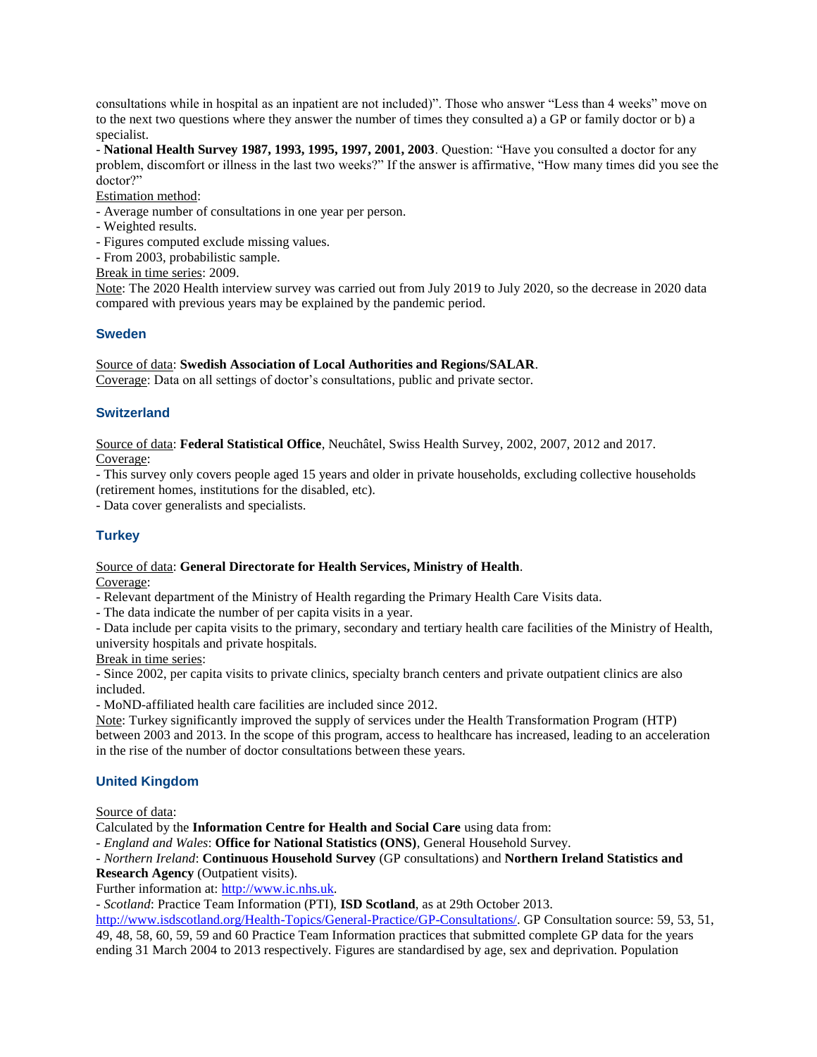consultations while in hospital as an inpatient are not included)". Those who answer "Less than 4 weeks" move on to the next two questions where they answer the number of times they consulted a) a GP or family doctor or b) a specialist.

- **National Health Survey 1987, 1993, 1995, 1997, 2001, 2003**. Question: "Have you consulted a doctor for any problem, discomfort or illness in the last two weeks?" If the answer is affirmative, "How many times did you see the doctor?"

Estimation method:

- Average number of consultations in one year per person.
- Weighted results.
- Figures computed exclude missing values.
- From 2003, probabilistic sample.

Break in time series: 2009.

Note: The 2020 Health interview survey was carried out from July 2019 to July 2020, so the decrease in 2020 data compared with previous years may be explained by the pandemic period.

### Sweden

Source of data: **Swedish Association of Local Authorities and Regions/SALAR**.

Coverage: Data on all settings of doctor's consultations, public and private sector.

### Switzerland

Source of data: **Federal Statistical Office**, Neuchâtel, Swiss Health Survey, 2002, 2007, 2012 and 2017.

Coverage:

- This survey only covers people aged 15 years and older in private households, excluding collective households (retirement homes, institutions for the disabled, etc).
- Data cover generalists and specialists.

### Turkey

Source of data: **General Directorate for Health Services, Ministry of Health**.

Coverage:

- Relevant department of the Ministry of Health regarding the Primary Health Care Visits data.
- The data indicate the number of per capita visits in a year.
- Data include per capita visits to the primary, secondary and tertiary health care facilities of the Ministry of Health, university hospitals and private hospitals.

Break in time series:

- Since 2002, per capita visits to private clinics, specialty branch centers and private outpatient clinics are also included.
- MoND-affiliated health care facilities are included since 2012.

Note: Turkey significantly improved the supply of services under the Health Transformation Program (HTP) between 2003 and 2013. In the scope of this program, access to healthcare has increased, leading to an acceleration in the rise of the number of doctor consultations between these years.

### United Kingdom

Source of data:

Calculated by the **Information Centre for Health and Social Care** using data from:

- *England and Wales*: **Office for National Statistics (ONS)**, General Household Survey.
- *Northern Ireland*: **Continuous Household Survey** (GP consultations) and **Northern Ireland Statistics and Research Agency** (Outpatient visits).

Further information at: http://www.ic.nhs.uk.

- *Scotland*: Practice Team Information (PTI), **ISD Scotland**, as at 29th October 2013.

http://www.isdscotland.org/Health-Topics/General-Practice/GP-Consultations/. GP Consultation source: 59, 53, 51, 49, 48, 58, 60, 59, 59 and 60 Practice Team Information practices that submitted complete GP data for the years ending 31 March 2004 to 2013 respectively. Figures are standardised by age, sex and deprivation. Population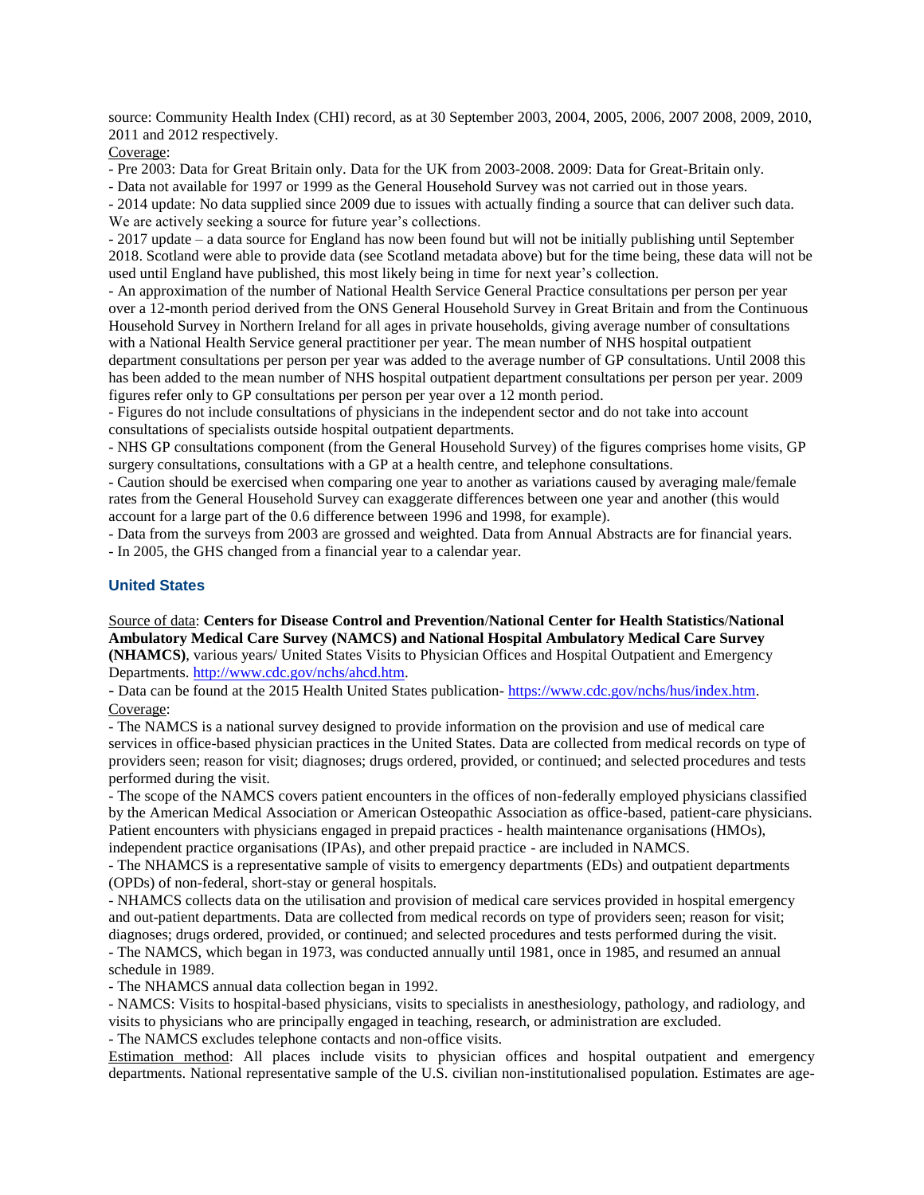source: Community Health Index (CHI) record, as at 30 September 2003, 2004, 2005, 2006, 2007 2008, 2009, 2010, 2011 and 2012 respectively.

Coverage:

- Pre 2003: Data for Great Britain only. Data for the UK from 2003-2008. 2009: Data for Great-Britain only.
- Data not available for 1997 or 1999 as the General Household Survey was not carried out in those years.
- 2014 update: No data supplied since 2009 due to issues with actually finding a source that can deliver such data. We are actively seeking a source for future year's collections.
- 2017 update – a data source for England has now been found but will not be initially publishing until September 2018. Scotland were able to provide data (see Scotland metadata above) but for the time being, these data will not be used until England have published, this most likely being in time for next year's collection.
- An approximation of the number of National Health Service General Practice consultations per person per year over a 12-month period derived from the ONS General Household Survey in Great Britain and from the Continuous Household Survey in Northern Ireland for all ages in private households, giving average number of consultations with a National Health Service general practitioner per year. The mean number of NHS hospital outpatient department consultations per person per year was added to the average number of GP consultations. Until 2008 this has been added to the mean number of NHS hospital outpatient department consultations per person per year. 2009 figures refer only to GP consultations per person per year over a 12 month period.
- Figures do not include consultations of physicians in the independent sector and do not take into account consultations of specialists outside hospital outpatient departments.
- NHS GP consultations component (from the General Household Survey) of the figures comprises home visits, GP surgery consultations, consultations with a GP at a health centre, and telephone consultations.
- Caution should be exercised when comparing one year to another as variations caused by averaging male/female rates from the General Household Survey can exaggerate differences between one year and another (this would account for a large part of the 0.6 difference between 1996 and 1998, for example).
- Data from the surveys from 2003 are grossed and weighted. Data from Annual Abstracts are for financial years.
- In 2005, the GHS changed from a financial year to a calendar year.

### United States

Source of data: **Centers for Disease Control and Prevention/National Center for Health Statistics/National Ambulatory Medical Care Survey (NAMCS) and National Hospital Ambulatory Medical Care Survey (NHAMCS)**, various years/ United States Visits to Physician Offices and Hospital Outpatient and Emergency Departments. http://www.cdc.gov/nchs/ahcd.htm.

- Data can be found at the 2015 Health United States publication- https://www.cdc.gov/nchs/hus/index.htm.

Coverage:

- The NAMCS is a national survey designed to provide information on the provision and use of medical care services in office-based physician practices in the United States. Data are collected from medical records on type of providers seen; reason for visit; diagnoses; drugs ordered, provided, or continued; and selected procedures and tests performed during the visit.
- The scope of the NAMCS covers patient encounters in the offices of non-federally employed physicians classified by the American Medical Association or American Osteopathic Association as office-based, patient-care physicians. Patient encounters with physicians engaged in prepaid practices - health maintenance organisations (HMOs), independent practice organisations (IPAs), and other prepaid practice - are included in NAMCS.
- The NHAMCS is a representative sample of visits to emergency departments (EDs) and outpatient departments (OPDs) of non-federal, short-stay or general hospitals.
- NHAMCS collects data on the utilisation and provision of medical care services provided in hospital emergency and out-patient departments. Data are collected from medical records on type of providers seen; reason for visit; diagnoses; drugs ordered, provided, or continued; and selected procedures and tests performed during the visit.
- The NAMCS, which began in 1973, was conducted annually until 1981, once in 1985, and resumed an annual schedule in 1989.
- The NHAMCS annual data collection began in 1992.
- NAMCS: Visits to hospital-based physicians, visits to specialists in anesthesiology, pathology, and radiology, and visits to physicians who are principally engaged in teaching, research, or administration are excluded.
- The NAMCS excludes telephone contacts and non-office visits.

Estimation method: All places include visits to physician offices and hospital outpatient and emergency departments. National representative sample of the U.S. civilian non-institutionalised population. Estimates are age-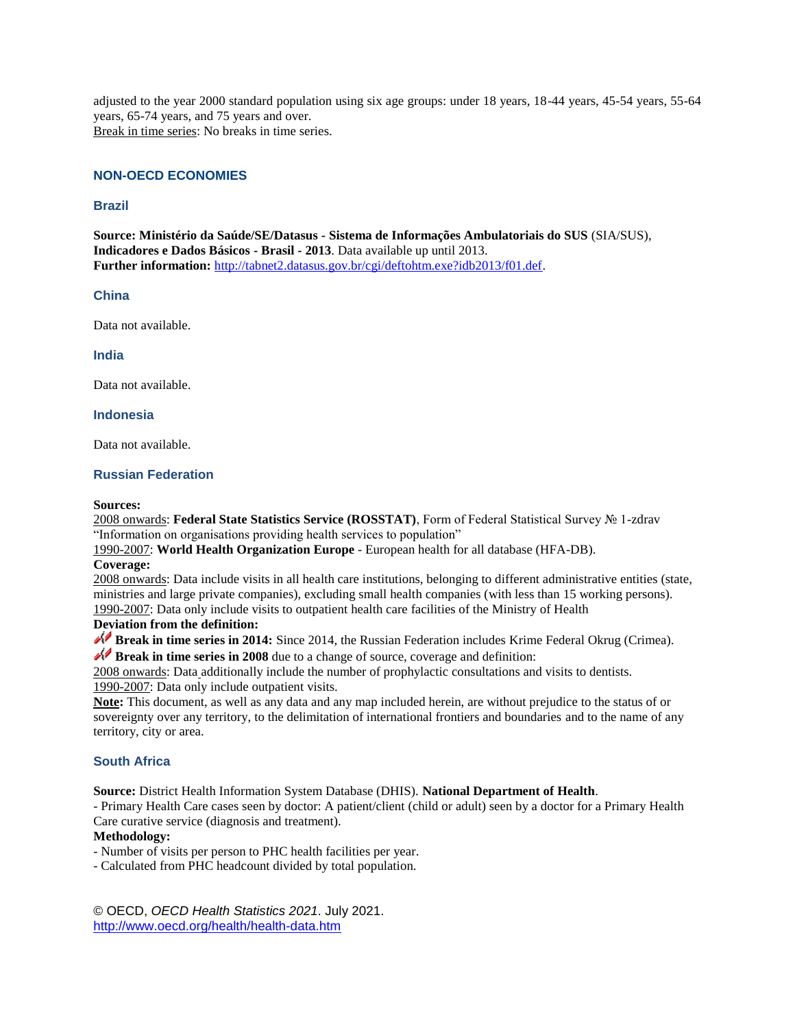adjusted to the year 2000 standard population using six age groups: under 18 years, 18-44 years, 45-54 years, 55-64 years, 65-74 years, and 75 years and over.
Break in time series: No breaks in time series.

## NON-OECD ECONOMIES

### Brazil

**Source: Ministério da Saúde/SE/Datasus - Sistema de Informações Ambulatoriais do SUS** (SIA/SUS), **Indicadores e Dados Básicos - Brasil - 2013**. Data available up until 2013.
**Further information:** [http://tabnet2.datasus.gov.br/cgi/deftohtm.exe?idb2013/f01.def](http://tabnet2.datasus.gov.br/cgi/deftohtm.exe?idb2013/f01.def).

### China

Data not available.

### India

Data not available.

### Indonesia

Data not available.

### Russian Federation

**Sources:**
2008 onwards: **Federal State Statistics Service (ROSSTAT)**, Form of Federal Statistical Survey № 1-zdrav "Information on organisations providing health services to population"
1990-2007: **World Health Organization Europe** - European health for all database (HFA-DB).
**Coverage:**
2008 onwards: Data include visits in all health care institutions, belonging to different administrative entities (state, ministries and large private companies), excluding small health companies (with less than 15 working persons).
1990-2007: Data only include visits to outpatient health care facilities of the Ministry of Health
**Deviation from the definition:**
**Break in time series in 2014:** Since 2014, the Russian Federation includes Krime Federal Okrug (Crimea).
**Break in time series in 2008** due to a change of source, coverage and definition:
2008 onwards: Data additionally include the number of prophylactic consultations and visits to dentists.
1990-2007: Data only include outpatient visits.
**Note:** This document, as well as any data and any map included herein, are without prejudice to the status of or sovereignty over any territory, to the delimitation of international frontiers and boundaries and to the name of any territory, city or area.

### South Africa

**Source:** District Health Information System Database (DHIS). **National Department of Health**.
- Primary Health Care cases seen by doctor: A patient/client (child or adult) seen by a doctor for a Primary Health Care curative service (diagnosis and treatment).

**Methodology:**
- Number of visits per person to PHC health facilities per year.
- Calculated from PHC headcount divided by total population.

© OECD, *OECD Health Statistics 2021*. July 2021.
[http://www.oecd.org/health/health-data.htm](http://www.oecd.org/health/health-data.htm)